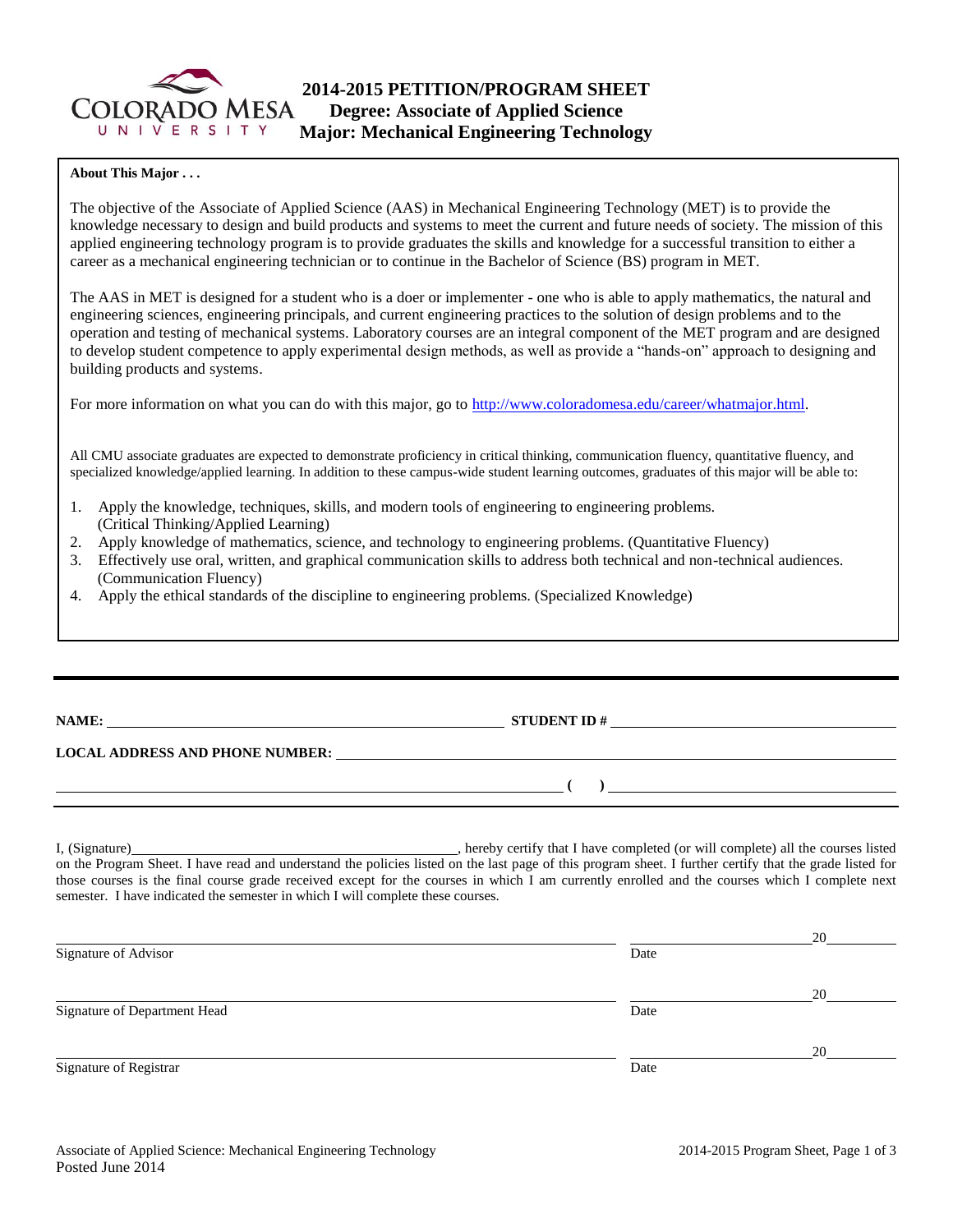# 2014-2015 PETITION/PROGRAM SHEET
## Degree: Associate of Applied Science
## Major: Mechanical Engineering Technology

**About This Major . . .**

The objective of the Associate of Applied Science (AAS) in Mechanical Engineering Technology (MET) is to provide the knowledge necessary to design and build products and systems to meet the current and future needs of society. The mission of this applied engineering technology program is to provide graduates the skills and knowledge for a successful transition to either a career as a mechanical engineering technician or to continue in the Bachelor of Science (BS) program in MET.

The AAS in MET is designed for a student who is a doer or implementer - one who is able to apply mathematics, the natural and engineering sciences, engineering principals, and current engineering practices to the solution of design problems and to the operation and testing of mechanical systems. Laboratory courses are an integral component of the MET program and are designed to develop student competence to apply experimental design methods, as well as provide a "hands-on" approach to designing and building products and systems.

For more information on what you can do with this major, go to http://www.coloradomesa.edu/career/whatmajor.html.

All CMU associate graduates are expected to demonstrate proficiency in critical thinking, communication fluency, quantitative fluency, and specialized knowledge/applied learning. In addition to these campus-wide student learning outcomes, graduates of this major will be able to:

1. Apply the knowledge, techniques, skills, and modern tools of engineering to engineering problems. (Critical Thinking/Applied Learning)
2. Apply knowledge of mathematics, science, and technology to engineering problems. (Quantitative Fluency)
3. Effectively use oral, written, and graphical communication skills to address both technical and non-technical audiences. (Communication Fluency)
4. Apply the ethical standards of the discipline to engineering problems. (Specialized Knowledge)

---

**NAME:** ______________________ **STUDENT ID #** ______________________

**LOCAL ADDRESS AND PHONE NUMBER:** ______________________

______________________ **( )** ______________________

I, (Signature)______________________, hereby certify that I have completed (or will complete) all the courses listed on the Program Sheet. I have read and understand the policies listed on the last page of this program sheet. I further certify that the grade listed for those courses is the final course grade received except for the courses in which I am currently enrolled and the courses which I complete next semester. I have indicated the semester in which I will complete these courses.

______________________ ______________20______
Signature of Advisor Date

______________________ ______________20______
Signature of Department Head Date

______________________ ______________20______
Signature of Registrar Date

Associate of Applied Science: Mechanical Engineering Technology
Posted June 2014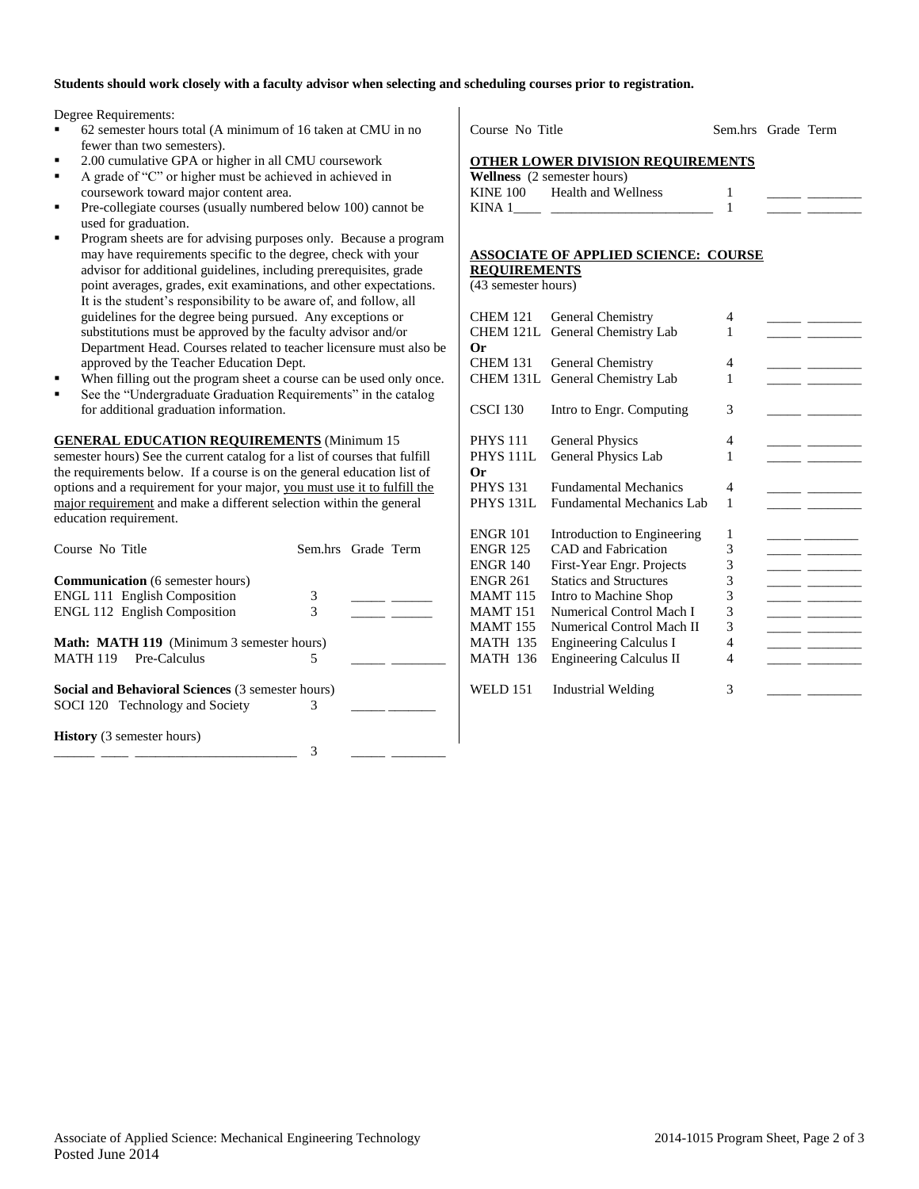**Students should work closely with a faculty advisor when selecting and scheduling courses prior to registration.**

Degree Requirements:

- 62 semester hours total (A minimum of 16 taken at CMU in no fewer than two semesters).
- 2.00 cumulative GPA or higher in all CMU coursework
- A grade of "C" or higher must be achieved in achieved in coursework toward major content area.
- Pre-collegiate courses (usually numbered below 100) cannot be used for graduation.
- Program sheets are for advising purposes only. Because a program may have requirements specific to the degree, check with your advisor for additional guidelines, including prerequisites, grade point averages, grades, exit examinations, and other expectations. It is the student's responsibility to be aware of, and follow, all guidelines for the degree being pursued. Any exceptions or substitutions must be approved by the faculty advisor and/or Department Head. Courses related to teacher licensure must also be approved by the Teacher Education Dept.
- When filling out the program sheet a course can be used only once.
- See the "Undergraduate Graduation Requirements" in the catalog for additional graduation information.

**GENERAL EDUCATION REQUIREMENTS** (Minimum 15 semester hours) See the current catalog for a list of courses that fulfill the requirements below. If a course is on the general education list of options and a requirement for your major, you must use it to fulfill the major requirement and make a different selection within the general education requirement.

| Course No | Title | Sem.hrs | Grade | Term |
|---|---|---|---|---|
| **Communication** (6 semester hours) | | | | |
| ENGL 111 | English Composition | 3 | _____ | ______ |
| ENGL 112 | English Composition | 3 | _____ | ______ |
| **Math: MATH 119** (Minimum 3 semester hours) | | | | |
| MATH 119 | Pre-Calculus | 5 | _____ | ________ |
| **Social and Behavioral Sciences** (3 semester hours) | | | | |
| SOCI 120 | Technology and Society | 3 | _____ | _______ |
| **History** (3 semester hours) | | | | |
| ______ ____ | ________________________ | 3 | _____ | ________ |

**OTHER LOWER DIVISION REQUIREMENTS**

| Course No | Title | Sem.hrs | Grade | Term |
|---|---|---|---|---|
| **Wellness** (2 semester hours) | | | | |
| KINE 100 | Health and Wellness | 1 | _____ | ________ |
| KINA 1____ | ________________________ | 1 | _____ | ________ |

**ASSOCIATE OF APPLIED SCIENCE: COURSE REQUIREMENTS**
(43 semester hours)

| Course No | Title | Sem.hrs | Grade | Term |
|---|---|---|---|---|
| CHEM 121 | General Chemistry | 4 | _____ | ________ |
| CHEM 121L | General Chemistry Lab | 1 | _____ | ________ |
| **Or** | | | | |
| CHEM 131 | General Chemistry | 4 | _____ | ________ |
| CHEM 131L | General Chemistry Lab | 1 | _____ | ________ |
| CSCI 130 | Intro to Engr. Computing | 3 | _____ | ________ |
| PHYS 111 | General Physics | 4 | _____ | ________ |
| PHYS 111L | General Physics Lab | 1 | _____ | ________ |
| **Or** | | | | |
| PHYS 131 | Fundamental Mechanics | 4 | _____ | ________ |
| PHYS 131L | Fundamental Mechanics Lab | 1 | _____ | ________ |
| ENGR 101 | Introduction to Engineering | 1 | _____ | ________ |
| ENGR 125 | CAD and Fabrication | 3 | _____ | ________ |
| ENGR 140 | First-Year Engr. Projects | 3 | _____ | ________ |
| ENGR 261 | Statics and Structures | 3 | _____ | ________ |
| MAMT 115 | Intro to Machine Shop | 3 | _____ | ________ |
| MAMT 151 | Numerical Control Mach I | 3 | _____ | ________ |
| MAMT 155 | Numerical Control Mach II | 3 | _____ | ________ |
| MATH 135 | Engineering Calculus I | 4 | _____ | ________ |
| MATH 136 | Engineering Calculus II | 4 | _____ | ________ |
| WELD 151 | Industrial Welding | 3 | _____ | ________ |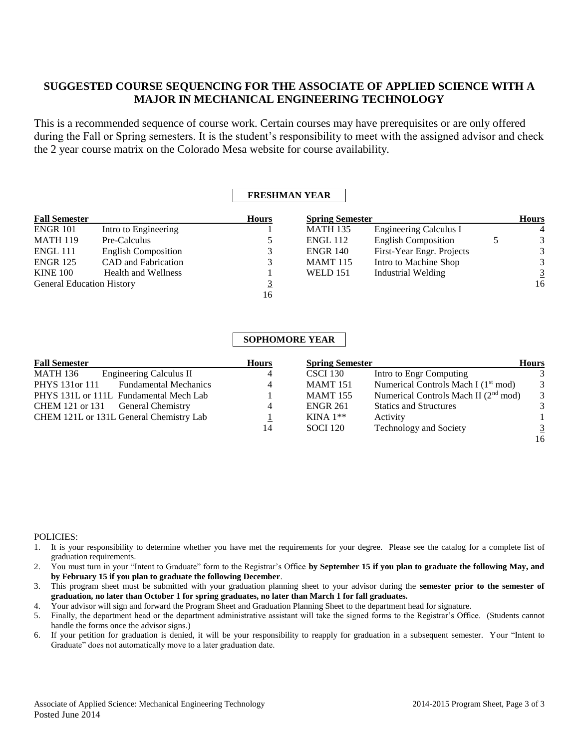## SUGGESTED COURSE SEQUENCING FOR THE ASSOCIATE OF APPLIED SCIENCE WITH A MAJOR IN MECHANICAL ENGINEERING TECHNOLOGY

This is a recommended sequence of course work. Certain courses may have prerequisites or are only offered during the Fall or Spring semesters. It is the student's responsibility to meet with the assigned advisor and check the 2 year course matrix on the Colorado Mesa website for course availability.

### FRESHMAN YEAR

| Fall Semester | | Hours |
|---|---|---|
| ENGR 101 | Intro to Engineering | 1 |
| MATH 119 | Pre-Calculus | 5 |
| ENGL 111 | English Composition | 3 |
| ENGR 125 | CAD and Fabrication | 3 |
| KINE 100 | Health and Wellness | 1 |
| General Education History | | 3 |
| | | 16 |

| Spring Semester | | | Hours |
|---|---|---|---|
| MATH 135 | Engineering Calculus I | | 4 |
| ENGL 112 | English Composition | 5 | 3 |
| ENGR 140 | First-Year Engr. Projects | | 3 |
| MAMT 115 | Intro to Machine Shop | | 3 |
| WELD 151 | Industrial Welding | | 3 |
| | | | 16 |

### SOPHOMORE YEAR

| Fall Semester | | Hours |
|---|---|---|
| MATH 136 | Engineering Calculus II | 4 |
| PHYS 131or 111 | Fundamental Mechanics | 4 |
| PHYS 131L or 111L | Fundamental Mech Lab | 1 |
| CHEM 121 or 131 | General Chemistry | 4 |
| CHEM 121L or 131L | General Chemistry Lab | 1 |
| | | 14 |

| Spring Semester | | Hours |
|---|---|---|
| CSCI 130 | Intro to Engr Computing | 3 |
| MAMT 151 | Numerical Controls Mach I (1st mod) | 3 |
| MAMT 155 | Numerical Controls Mach II (2nd mod) | 3 |
| ENGR 261 | Statics and Structures | 3 |
| KINA 1** | Activity | 1 |
| SOCI 120 | Technology and Society | 3 |
| | | 16 |

POLICIES:

1. It is your responsibility to determine whether you have met the requirements for your degree. Please see the catalog for a complete list of graduation requirements.
2. You must turn in your "Intent to Graduate" form to the Registrar's Office **by September 15 if you plan to graduate the following May, and by February 15 if you plan to graduate the following December**.
3. This program sheet must be submitted with your graduation planning sheet to your advisor during the **semester prior to the semester of graduation, no later than October 1 for spring graduates, no later than March 1 for fall graduates.**
4. Your advisor will sign and forward the Program Sheet and Graduation Planning Sheet to the department head for signature.
5. Finally, the department head or the department administrative assistant will take the signed forms to the Registrar's Office. (Students cannot handle the forms once the advisor signs.)
6. If your petition for graduation is denied, it will be your responsibility to reapply for graduation in a subsequent semester. Your "Intent to Graduate" does not automatically move to a later graduation date.

Associate of Applied Science: Mechanical Engineering Technology
Posted June 2014